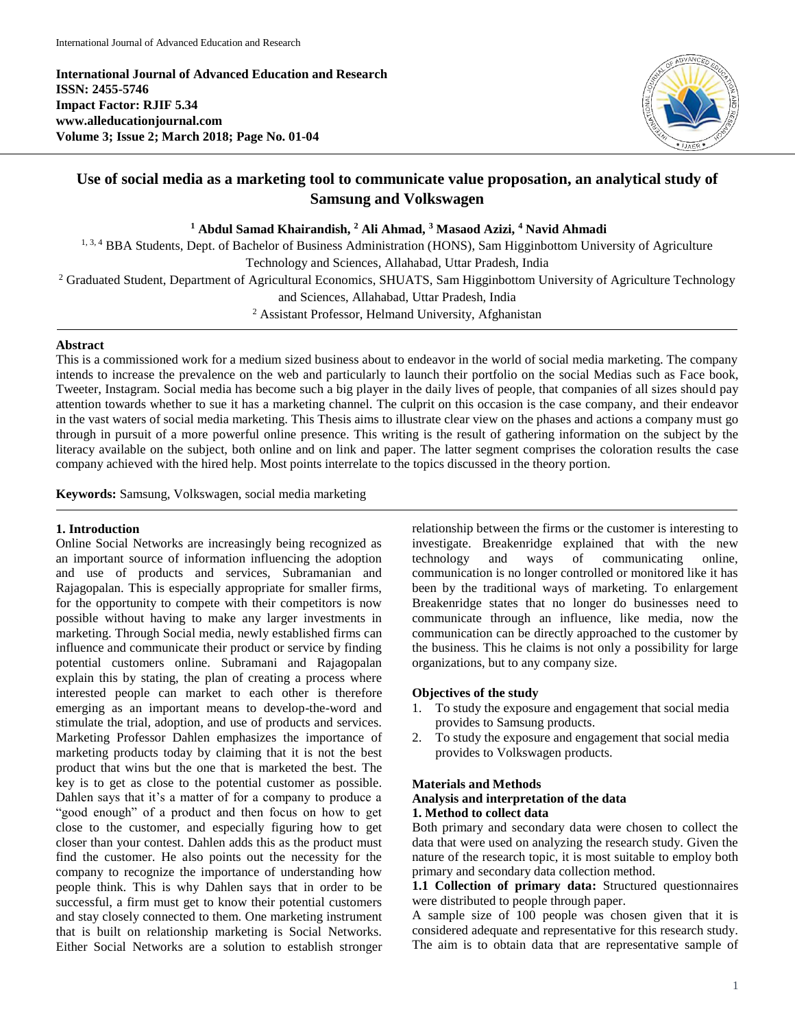**International Journal of Advanced Education and Research**
**ISSN: 2455-5746**
**Impact Factor: RJIF 5.34**
**www.alleducationjournal.com**
**Volume 3; Issue 2; March 2018; Page No. 01-04**

# Use of social media as a marketing tool to communicate value proposation, an analytical study of Samsung and Volkswagen

**[1] Abdul Samad Khairandish, [2] Ali Ahmad, [3] Masaod Azizi, [4] Navid Ahmadi**

[1, 3, 4] BBA Students, Dept. of Bachelor of Business Administration (HONS), Sam Higginbottom University of Agriculture Technology and Sciences, Allahabad, Uttar Pradesh, India

[2] Graduated Student, Department of Agricultural Economics, SHUATS, Sam Higginbottom University of Agriculture Technology and Sciences, Allahabad, Uttar Pradesh, India

[2] Assistant Professor, Helmand University, Afghanistan

## Abstract

This is a commissioned work for a medium sized business about to endeavor in the world of social media marketing. The company intends to increase the prevalence on the web and particularly to launch their portfolio on the social Medias such as Face book, Tweeter, Instagram. Social media has become such a big player in the daily lives of people, that companies of all sizes should pay attention towards whether to sue it has a marketing channel. The culprit on this occasion is the case company, and their endeavor in the vast waters of social media marketing. This Thesis aims to illustrate clear view on the phases and actions a company must go through in pursuit of a more powerful online presence. This writing is the result of gathering information on the subject by the literacy available on the subject, both online and on link and paper. The latter segment comprises the coloration results the case company achieved with the hired help. Most points interrelate to the topics discussed in the theory portion.

**Keywords:** Samsung, Volkswagen, social media marketing

## 1. Introduction

Online Social Networks are increasingly being recognized as an important source of information influencing the adoption and use of products and services, Subramanian and Rajagopalan. This is especially appropriate for smaller firms, for the opportunity to compete with their competitors is now possible without having to make any larger investments in marketing. Through Social media, newly established firms can influence and communicate their product or service by finding potential customers online. Subramani and Rajagopalan explain this by stating, the plan of creating a process where interested people can market to each other is therefore emerging as an important means to develop-the-word and stimulate the trial, adoption, and use of products and services. Marketing Professor Dahlen emphasizes the importance of marketing products today by claiming that it is not the best product that wins but the one that is marketed the best. The key is to get as close to the potential customer as possible. Dahlen says that it's a matter of for a company to produce a "good enough" of a product and then focus on how to get close to the customer, and especially figuring how to get closer than your contest. Dahlen adds this as the product must find the customer. He also points out the necessity for the company to recognize the importance of understanding how people think. This is why Dahlen says that in order to be successful, a firm must get to know their potential customers and stay closely connected to them. One marketing instrument that is built on relationship marketing is Social Networks. Either Social Networks are a solution to establish stronger relationship between the firms or the customer is interesting to investigate. Breakenridge explained that with the new technology and ways of communicating online, communication is no longer controlled or monitored like it has been by the traditional ways of marketing. To enlargement Breakenridge states that no longer do businesses need to communicate through an influence, like media, now the communication can be directly approached to the customer by the business. This he claims is not only a possibility for large organizations, but to any company size.

### Objectives of the study

1. To study the exposure and engagement that social media provides to Samsung products.
2. To study the exposure and engagement that social media provides to Volkswagen products.

## Materials and Methods

### Analysis and interpretation of the data

### 1. Method to collect data

Both primary and secondary data were chosen to collect the data that were used on analyzing the research study. Given the nature of the research topic, it is most suitable to employ both primary and secondary data collection method.

**1.1 Collection of primary data:** Structured questionnaires were distributed to people through paper.

A sample size of 100 people was chosen given that it is considered adequate and representative for this research study. The aim is to obtain data that are representative sample of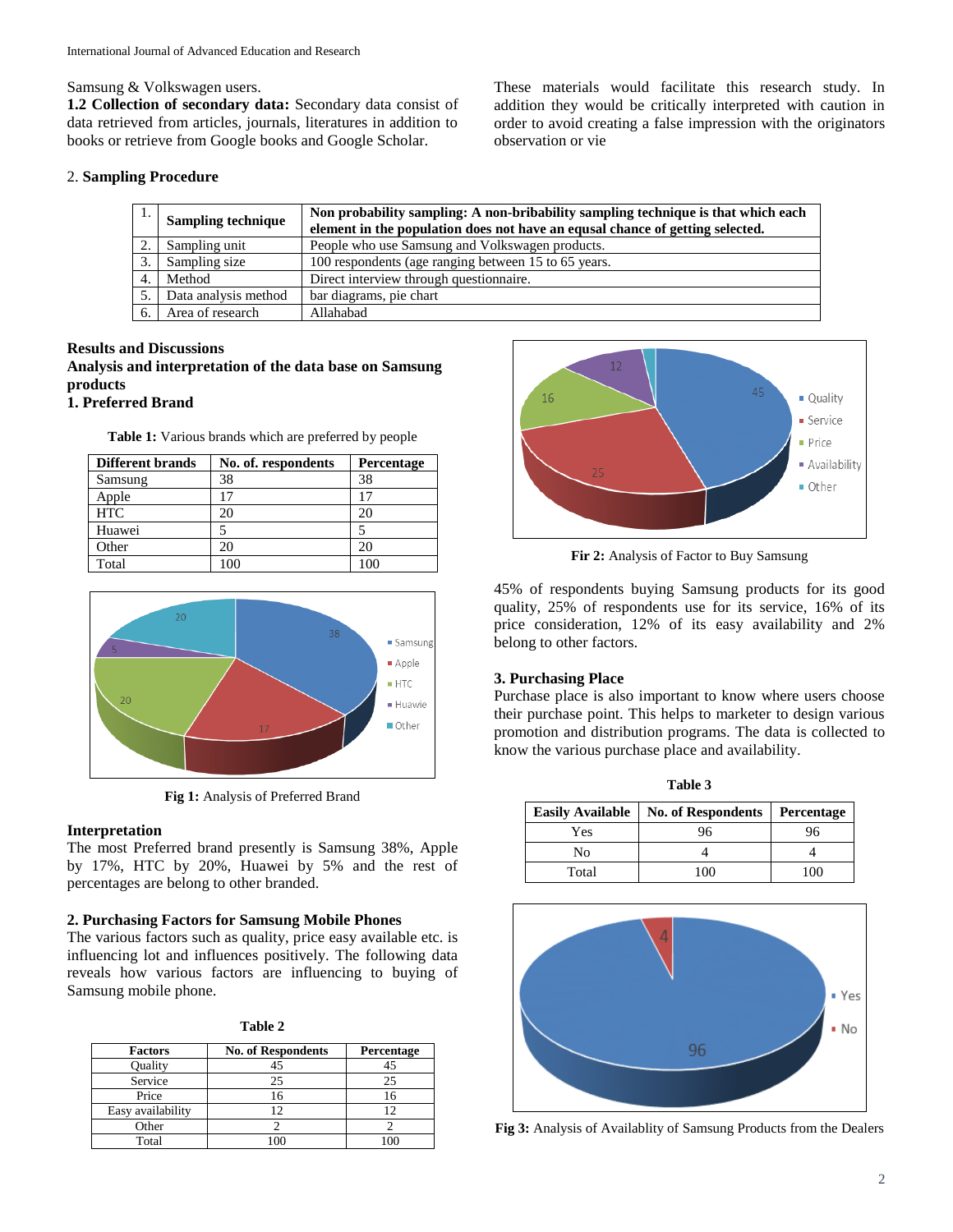Samsung & Volkswagen users.

**1.2 Collection of secondary data:** Secondary data consist of data retrieved from articles, journals, literatures in addition to books or retrieve from Google books and Google Scholar. These materials would facilitate this research study. In addition they would be critically interpreted with caution in order to avoid creating a false impression with the originators observation or vie

2. **Sampling Procedure**

| 1. | **Sampling technique** | **Non probability sampling: A non-bribability sampling technique is that which each element in the population does not have an equsal chance of getting selected.** |
|---|---|---|
| 2. | Sampling unit | People who use Samsung and Volkswagen products. |
| 3. | Sampling size | 100 respondents (age ranging between 15 to 65 years. |
| 4. | Method | Direct interview through questionnaire. |
| 5. | Data analysis method | bar diagrams, pie chart |
| 6. | Area of research | Allahabad |

**Results and Discussions**

**Analysis and interpretation of the data base on Samsung products**

**1. Preferred Brand**

**Table 1:** Various brands which are preferred by people

| Different brands | No. of. respondents | Percentage |
|---|---|---|
| Samsung | 38 | 38 |
| Apple | 17 | 17 |
| HTC | 20 | 20 |
| Huawei | 5 | 5 |
| Other | 20 | 20 |
| Total | 100 | 100 |

**Fig 1:** Analysis of Preferred Brand

**Interpretation**

The most Preferred brand presently is Samsung 38%, Apple by 17%, HTC by 20%, Huawei by 5% and the rest of percentages are belong to other branded.

**2. Purchasing Factors for Samsung Mobile Phones**

The various factors such as quality, price easy available etc. is influencing lot and influences positively. The following data reveals how various factors are influencing to buying of Samsung mobile phone.

**Table 2**

| Factors | No. of Respondents | Percentage |
|---|---|---|
| Quality | 45 | 45 |
| Service | 25 | 25 |
| Price | 16 | 16 |
| Easy availability | 12 | 12 |
| Other | 2 | 2 |
| Total | 100 | 100 |

**Fir 2:** Analysis of Factor to Buy Samsung

45% of respondents buying Samsung products for its good quality, 25% of respondents use for its service, 16% of its price consideration, 12% of its easy availability and 2% belong to other factors.

**3. Purchasing Place**

Purchase place is also important to know where users choose their purchase point. This helps to marketer to design various promotion and distribution programs. The data is collected to know the various purchase place and availability.

**Table 3**

| Easily Available | No. of Respondents | Percentage |
|---|---|---|
| Yes | 96 | 96 |
| No | 4 | 4 |
| Total | 100 | 100 |

**Fig 3:** Analysis of Availablity of Samsung Products from the Dealers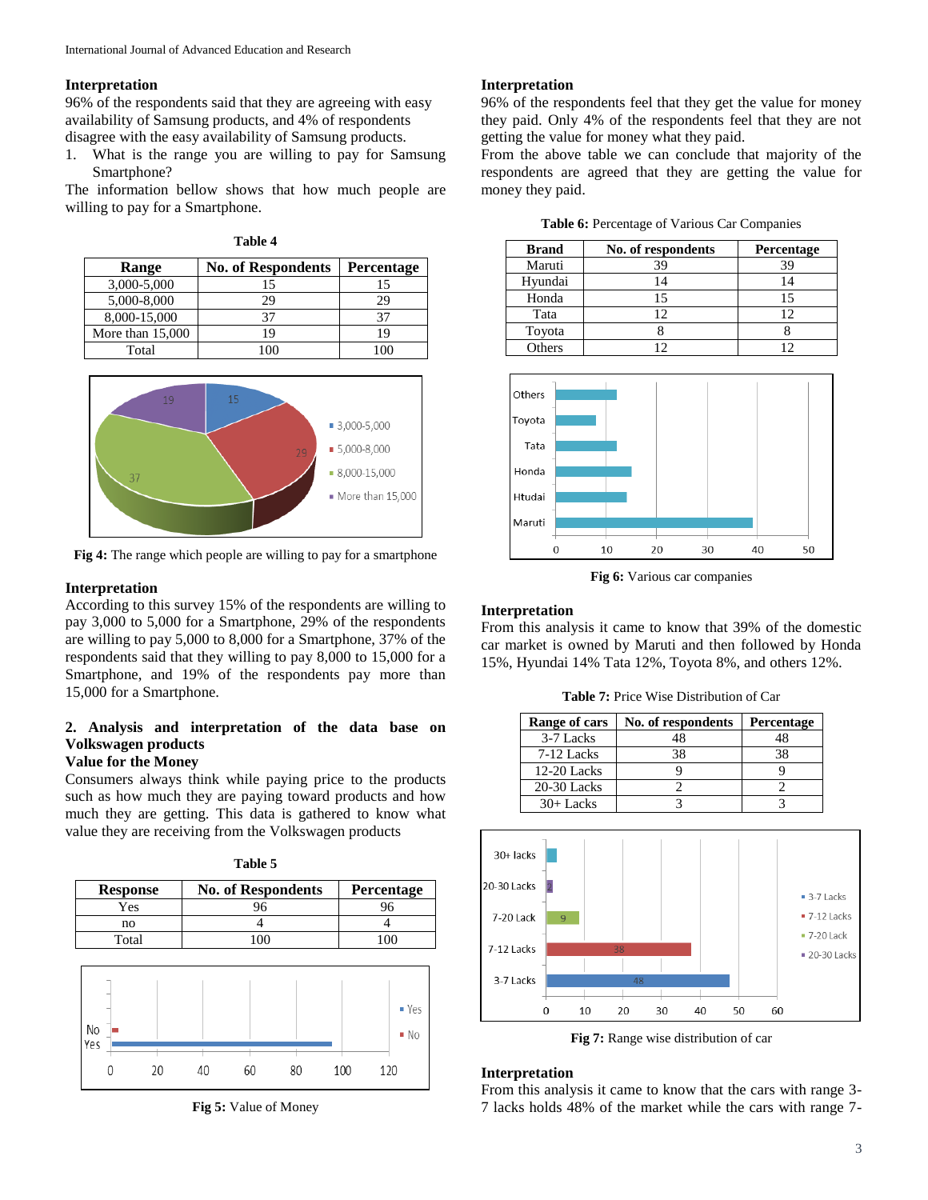### Interpretation

96% of the respondents said that they are agreeing with easy availability of Samsung products, and 4% of respondents disagree with the easy availability of Samsung products.

1. What is the range you are willing to pay for Samsung Smartphone?

The information bellow shows that how much people are willing to pay for a Smartphone.

**Table 4**

| Range | No. of Respondents | Percentage |
|---|---|---|
| 3,000-5,000 | 15 | 15 |
| 5,000-8,000 | 29 | 29 |
| 8,000-15,000 | 37 | 37 |
| More than 15,000 | 19 | 19 |
| Total | 100 | 100 |

**Fig 4:** The range which people are willing to pay for a smartphone

### Interpretation

According to this survey 15% of the respondents are willing to pay 3,000 to 5,000 for a Smartphone, 29% of the respondents are willing to pay 5,000 to 8,000 for a Smartphone, 37% of the respondents said that they willing to pay 8,000 to 15,000 for a Smartphone, and 19% of the respondents pay more than 15,000 for a Smartphone.

### 2. Analysis and interpretation of the data base on Volkswagen products

### Value for the Money

Consumers always think while paying price to the products such as how much they are paying toward products and how much they are getting. This data is gathered to know what value they are receiving from the Volkswagen products

**Table 5**

| Response | No. of Respondents | Percentage |
|---|---|---|
| Yes | 96 | 96 |
| no | 4 | 4 |
| Total | 100 | 100 |

**Fig 5:** Value of Money

### Interpretation

96% of the respondents feel that they get the value for money they paid. Only 4% of the respondents feel that they are not getting the value for money what they paid.

From the above table we can conclude that majority of the respondents are agreed that they are getting the value for money they paid.

**Table 6:** Percentage of Various Car Companies

| Brand | No. of respondents | Percentage |
|---|---|---|
| Maruti | 39 | 39 |
| Hyundai | 14 | 14 |
| Honda | 15 | 15 |
| Tata | 12 | 12 |
| Toyota | 8 | 8 |
| Others | 12 | 12 |

**Fig 6:** Various car companies

### Interpretation

From this analysis it came to know that 39% of the domestic car market is owned by Maruti and then followed by Honda 15%, Hyundai 14% Tata 12%, Toyota 8%, and others 12%.

**Table 7:** Price Wise Distribution of Car

| Range of cars | No. of respondents | Percentage |
|---|---|---|
| 3-7 Lacks | 48 | 48 |
| 7-12 Lacks | 38 | 38 |
| 12-20 Lacks | 9 | 9 |
| 20-30 Lacks | 2 | 2 |
| 30+ Lacks | 3 | 3 |

**Fig 7:** Range wise distribution of car

### Interpretation

From this analysis it came to know that the cars with range 3-7 lacks holds 48% of the market while the cars with range 7-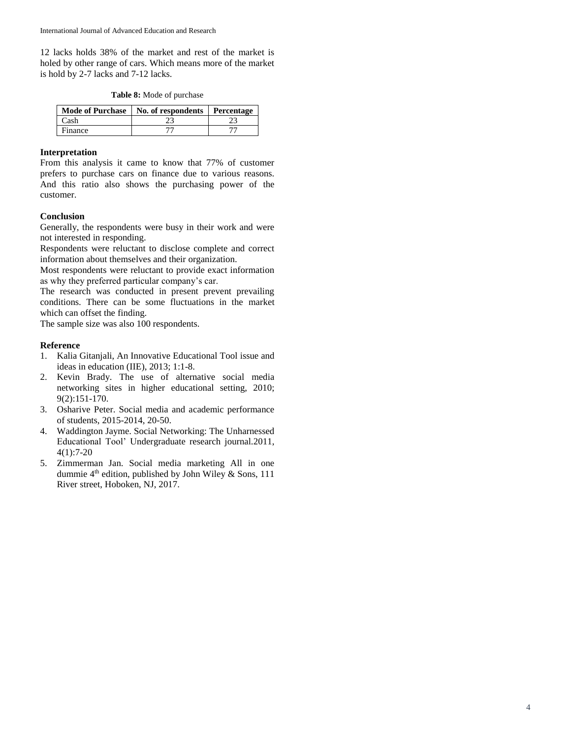12 lacks holds 38% of the market and rest of the market is holed by other range of cars. Which means more of the market is hold by 2-7 lacks and 7-12 lacks.

**Table 8:** Mode of purchase

| Mode of Purchase | No. of respondents | Percentage |
| --- | --- | --- |
| Cash | 23 | 23 |
| Finance | 77 | 77 |

### Interpretation

From this analysis it came to know that 77% of customer prefers to purchase cars on finance due to various reasons. And this ratio also shows the purchasing power of the customer.

### Conclusion

Generally, the respondents were busy in their work and were not interested in responding.

Respondents were reluctant to disclose complete and correct information about themselves and their organization.

Most respondents were reluctant to provide exact information as why they preferred particular company's car.

The research was conducted in present prevent prevailing conditions. There can be some fluctuations in the market which can offset the finding.

The sample size was also 100 respondents.

### Reference

1. Kalia Gitanjali, An Innovative Educational Tool issue and ideas in education (IIE), 2013; 1:1-8.
2. Kevin Brady. The use of alternative social media networking sites in higher educational setting, 2010; 9(2):151-170.
3. Osharive Peter. Social media and academic performance of students, 2015-2014, 20-50.
4. Waddington Jayme. Social Networking: The Unharnessed Educational Tool' Undergraduate research journal.2011, 4(1):7-20
5. Zimmerman Jan. Social media marketing All in one dummie 4th edition, published by John Wiley & Sons, 111 River street, Hoboken, NJ, 2017.